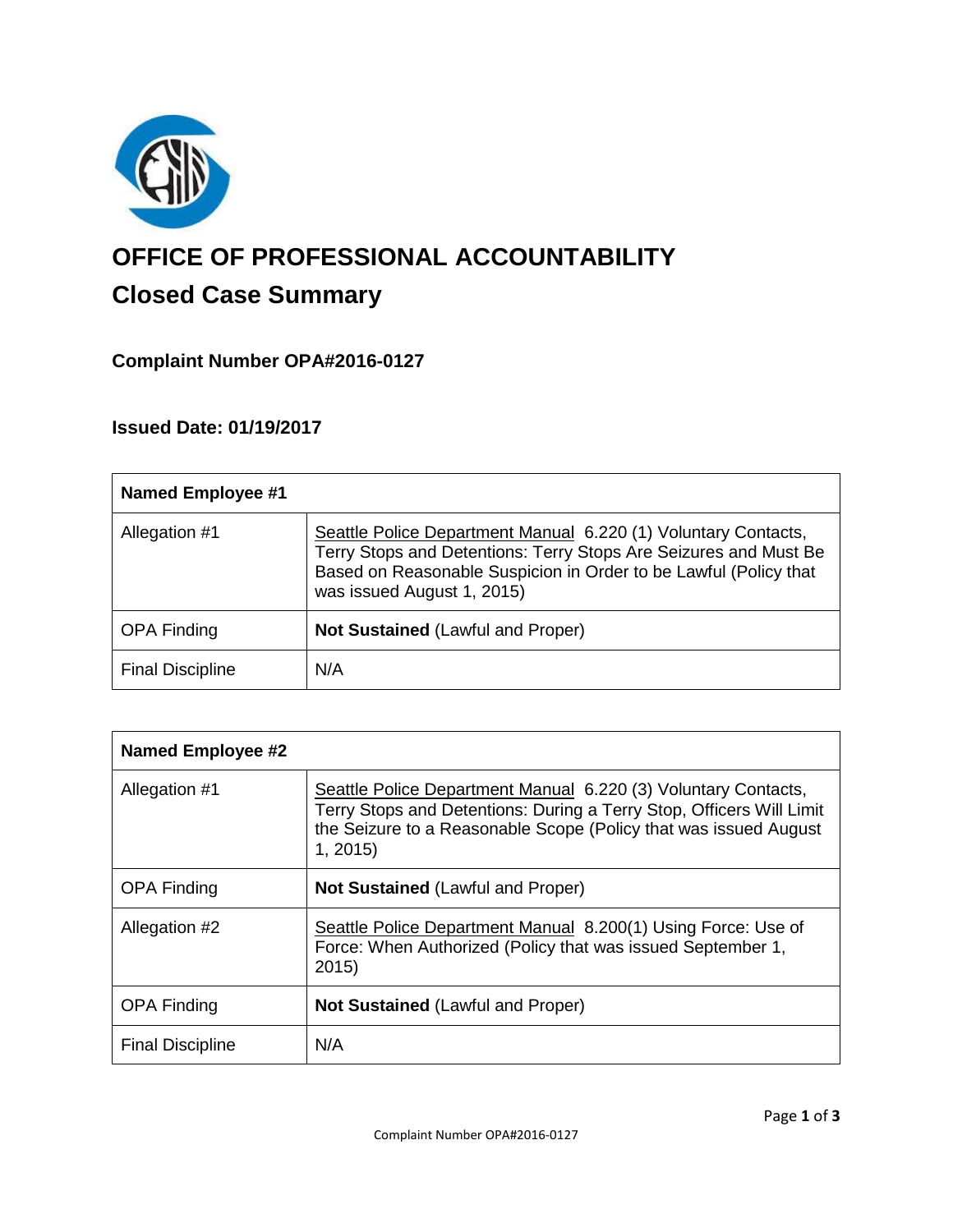# OFFICE OF PROFESSIONAL ACCOUNTABILITY

## Closed Case Summary

### Complaint Number OPA#2016-0127

### Issued Date: 01/19/2017

| **Named Employee #1** | |
|---|---|
| Allegation #1 | Seattle Police Department Manual 6.220 (1) Voluntary Contacts, Terry Stops and Detentions: Terry Stops Are Seizures and Must Be Based on Reasonable Suspicion in Order to be Lawful (Policy that was issued August 1, 2015) |
| OPA Finding | **Not Sustained** (Lawful and Proper) |
| Final Discipline | N/A |

| **Named Employee #2** | |
|---|---|
| Allegation #1 | Seattle Police Department Manual 6.220 (3) Voluntary Contacts, Terry Stops and Detentions: During a Terry Stop, Officers Will Limit the Seizure to a Reasonable Scope (Policy that was issued August 1, 2015) |
| OPA Finding | **Not Sustained** (Lawful and Proper) |
| Allegation #2 | Seattle Police Department Manual 8.200(1) Using Force: Use of Force: When Authorized (Policy that was issued September 1, 2015) |
| OPA Finding | **Not Sustained** (Lawful and Proper) |
| Final Discipline | N/A |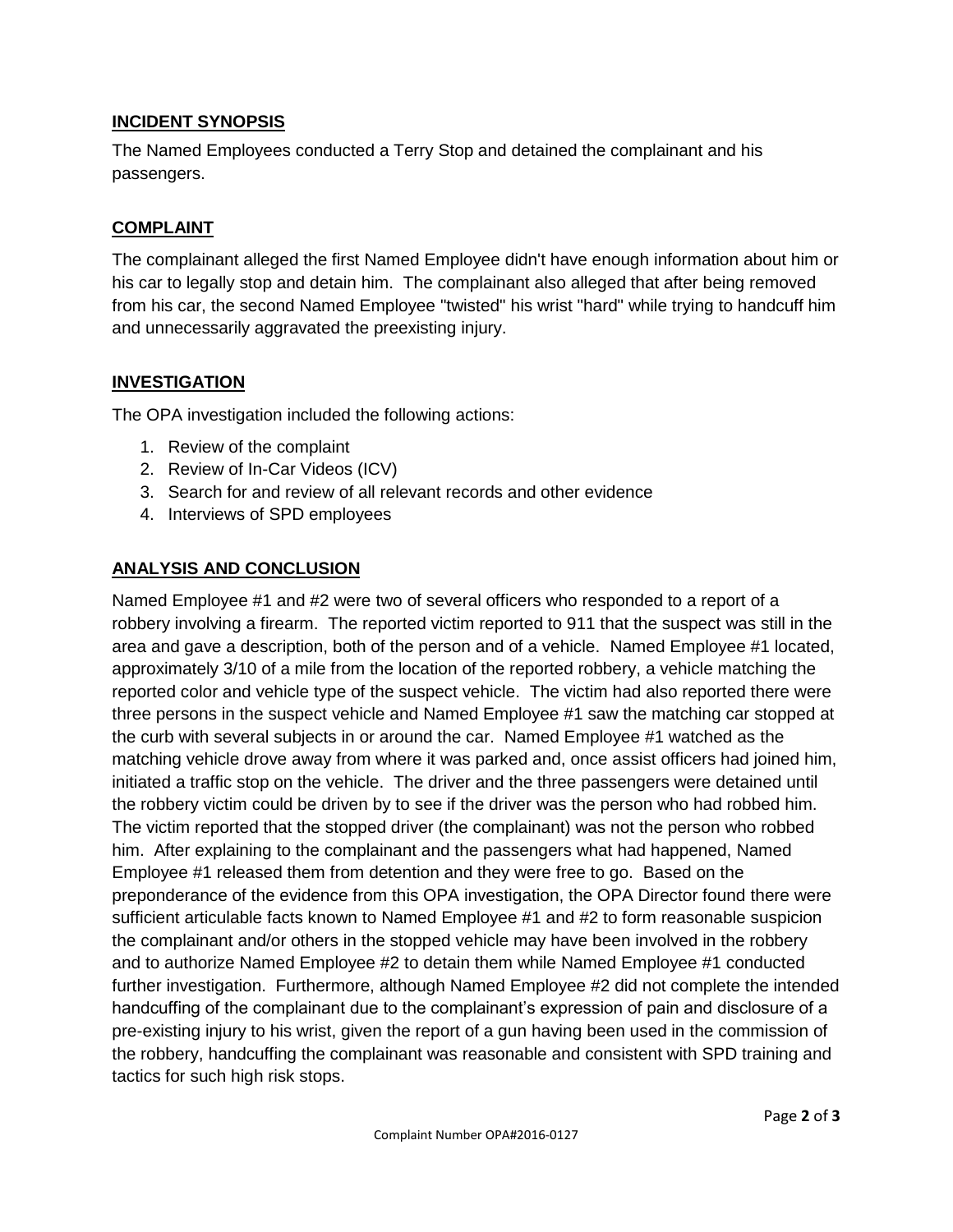## INCIDENT SYNOPSIS

The Named Employees conducted a Terry Stop and detained the complainant and his passengers.

## COMPLAINT

The complainant alleged the first Named Employee didn't have enough information about him or his car to legally stop and detain him. The complainant also alleged that after being removed from his car, the second Named Employee "twisted" his wrist "hard" while trying to handcuff him and unnecessarily aggravated the preexisting injury.

## INVESTIGATION

The OPA investigation included the following actions:

1. Review of the complaint
2. Review of In-Car Videos (ICV)
3. Search for and review of all relevant records and other evidence
4. Interviews of SPD employees

## ANALYSIS AND CONCLUSION

Named Employee #1 and #2 were two of several officers who responded to a report of a robbery involving a firearm. The reported victim reported to 911 that the suspect was still in the area and gave a description, both of the person and of a vehicle. Named Employee #1 located, approximately 3/10 of a mile from the location of the reported robbery, a vehicle matching the reported color and vehicle type of the suspect vehicle. The victim had also reported there were three persons in the suspect vehicle and Named Employee #1 saw the matching car stopped at the curb with several subjects in or around the car. Named Employee #1 watched as the matching vehicle drove away from where it was parked and, once assist officers had joined him, initiated a traffic stop on the vehicle. The driver and the three passengers were detained until the robbery victim could be driven by to see if the driver was the person who had robbed him. The victim reported that the stopped driver (the complainant) was not the person who robbed him. After explaining to the complainant and the passengers what had happened, Named Employee #1 released them from detention and they were free to go. Based on the preponderance of the evidence from this OPA investigation, the OPA Director found there were sufficient articulable facts known to Named Employee #1 and #2 to form reasonable suspicion the complainant and/or others in the stopped vehicle may have been involved in the robbery and to authorize Named Employee #2 to detain them while Named Employee #1 conducted further investigation. Furthermore, although Named Employee #2 did not complete the intended handcuffing of the complainant due to the complainant's expression of pain and disclosure of a pre-existing injury to his wrist, given the report of a gun having been used in the commission of the robbery, handcuffing the complainant was reasonable and consistent with SPD training and tactics for such high risk stops.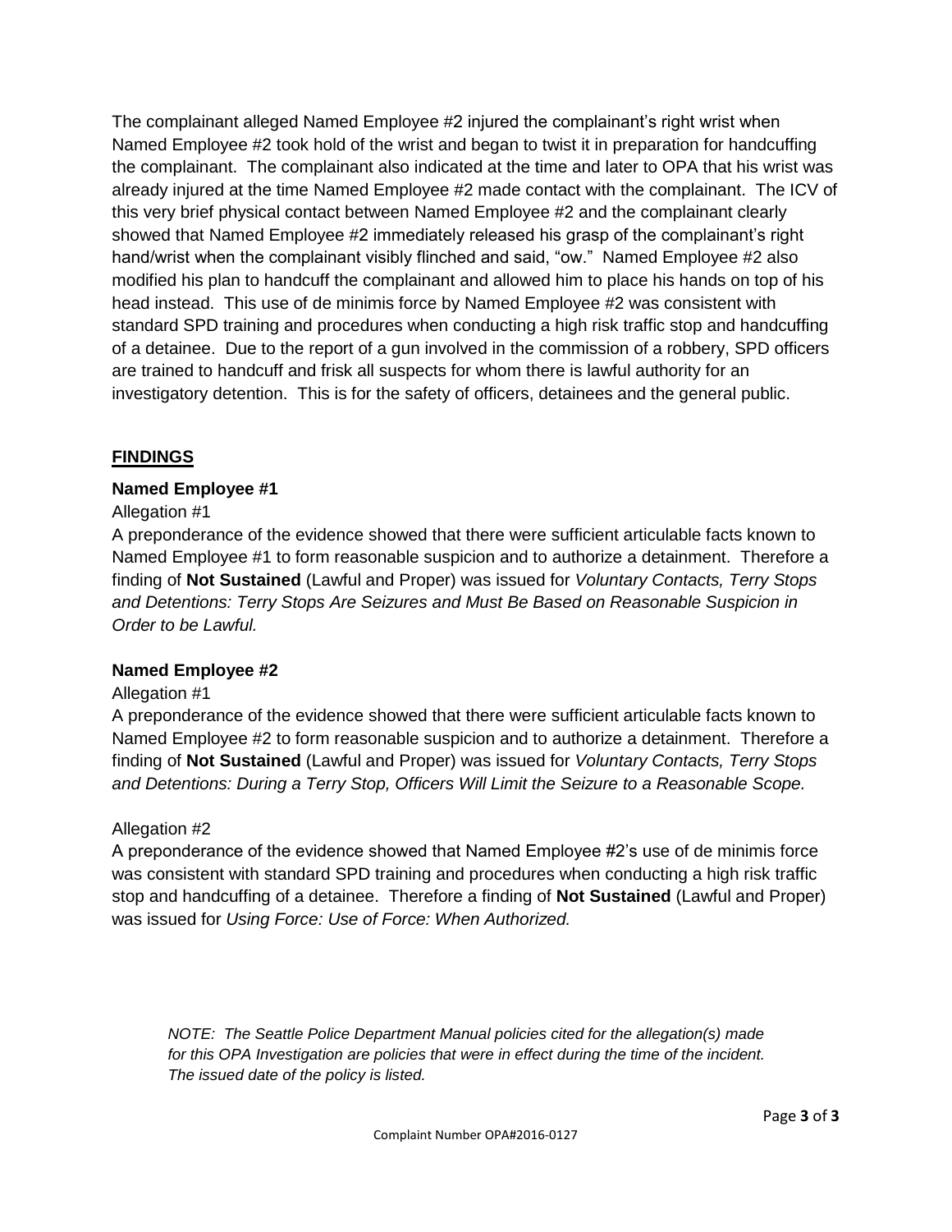The complainant alleged Named Employee #2 injured the complainant's right wrist when Named Employee #2 took hold of the wrist and began to twist it in preparation for handcuffing the complainant. The complainant also indicated at the time and later to OPA that his wrist was already injured at the time Named Employee #2 made contact with the complainant. The ICV of this very brief physical contact between Named Employee #2 and the complainant clearly showed that Named Employee #2 immediately released his grasp of the complainant's right hand/wrist when the complainant visibly flinched and said, "ow." Named Employee #2 also modified his plan to handcuff the complainant and allowed him to place his hands on top of his head instead. This use of de minimis force by Named Employee #2 was consistent with standard SPD training and procedures when conducting a high risk traffic stop and handcuffing of a detainee. Due to the report of a gun involved in the commission of a robbery, SPD officers are trained to handcuff and frisk all suspects for whom there is lawful authority for an investigatory detention. This is for the safety of officers, detainees and the general public.

## FINDINGS

### Named Employee #1

Allegation #1

A preponderance of the evidence showed that there were sufficient articulable facts known to Named Employee #1 to form reasonable suspicion and to authorize a detainment. Therefore a finding of **Not Sustained** (Lawful and Proper) was issued for *Voluntary Contacts, Terry Stops and Detentions: Terry Stops Are Seizures and Must Be Based on Reasonable Suspicion in Order to be Lawful.*

### Named Employee #2

Allegation #1

A preponderance of the evidence showed that there were sufficient articulable facts known to Named Employee #2 to form reasonable suspicion and to authorize a detainment. Therefore a finding of **Not Sustained** (Lawful and Proper) was issued for *Voluntary Contacts, Terry Stops and Detentions: During a Terry Stop, Officers Will Limit the Seizure to a Reasonable Scope.*

Allegation #2

A preponderance of the evidence showed that Named Employee #2's use of de minimis force was consistent with standard SPD training and procedures when conducting a high risk traffic stop and handcuffing of a detainee. Therefore a finding of **Not Sustained** (Lawful and Proper) was issued for *Using Force: Use of Force: When Authorized.*

*NOTE: The Seattle Police Department Manual policies cited for the allegation(s) made for this OPA Investigation are policies that were in effect during the time of the incident. The issued date of the policy is listed.*

Complaint Number OPA#2016-0127